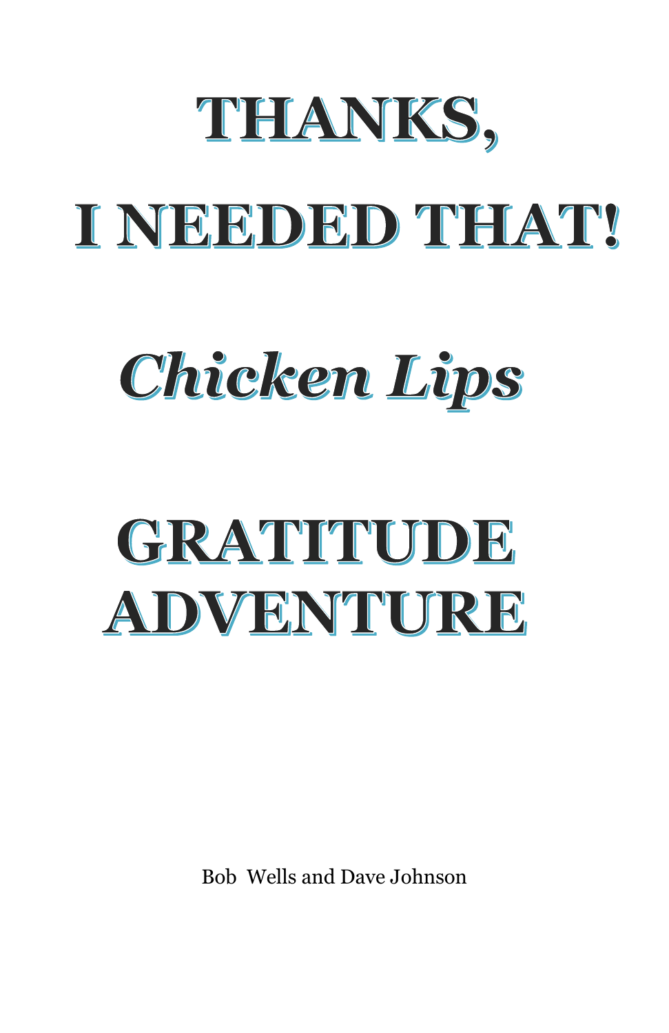# THANKS,

# I NEEDED THAT!

## *Chicken Lips*

# GRATITUDE ADVENTURE

Bob Wells and Dave Johnson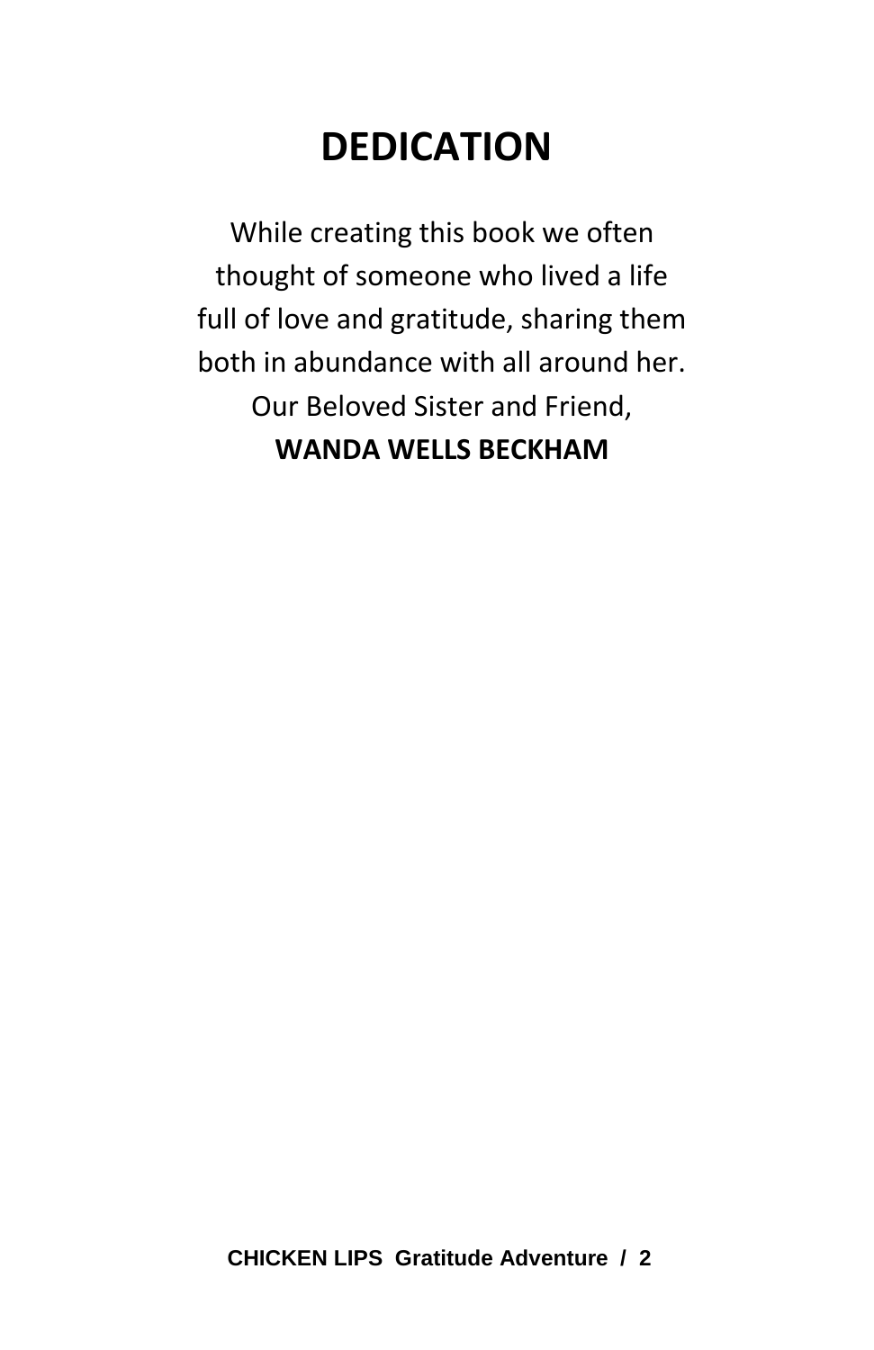# DEDICATION

While creating this book we often
thought of someone who lived a life
full of love and gratitude, sharing them
both in abundance with all around her.
Our Beloved Sister and Friend,
**WANDA WELLS BECKHAM**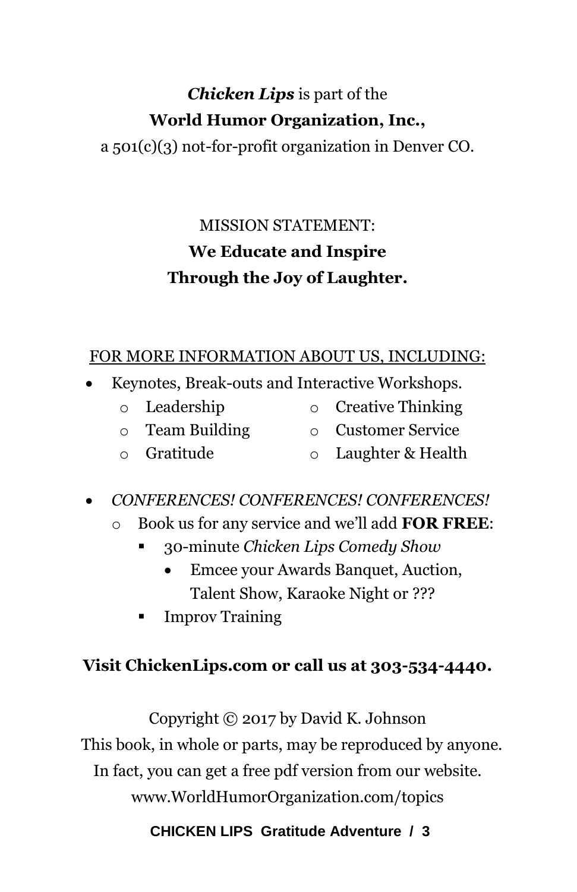***Chicken Lips*** is part of the

**World Humor Organization, Inc.,**

a 501(c)(3) not-for-profit organization in Denver CO.

MISSION STATEMENT:

**We Educate and Inspire**
**Through the Joy of Laughter.**

<u>FOR MORE INFORMATION ABOUT US, INCLUDING:</u>

- Keynotes, Break-outs and Interactive Workshops.
  - Leadership
  - Team Building
  - Gratitude
  - Creative Thinking
  - Customer Service
  - Laughter & Health

- *CONFERENCES! CONFERENCES! CONFERENCES!*
  - Book us for any service and we'll add **FOR FREE**:
    - 30-minute *Chicken Lips Comedy Show*
      - Emcee your Awards Banquet, Auction, Talent Show, Karaoke Night or ???
    - Improv Training

**Visit ChickenLips.com or call us at 303-534-4440.**

Copyright © 2017 by David K. Johnson

This book, in whole or parts, may be reproduced by anyone.

In fact, you can get a free pdf version from our website.

www.WorldHumorOrganization.com/topics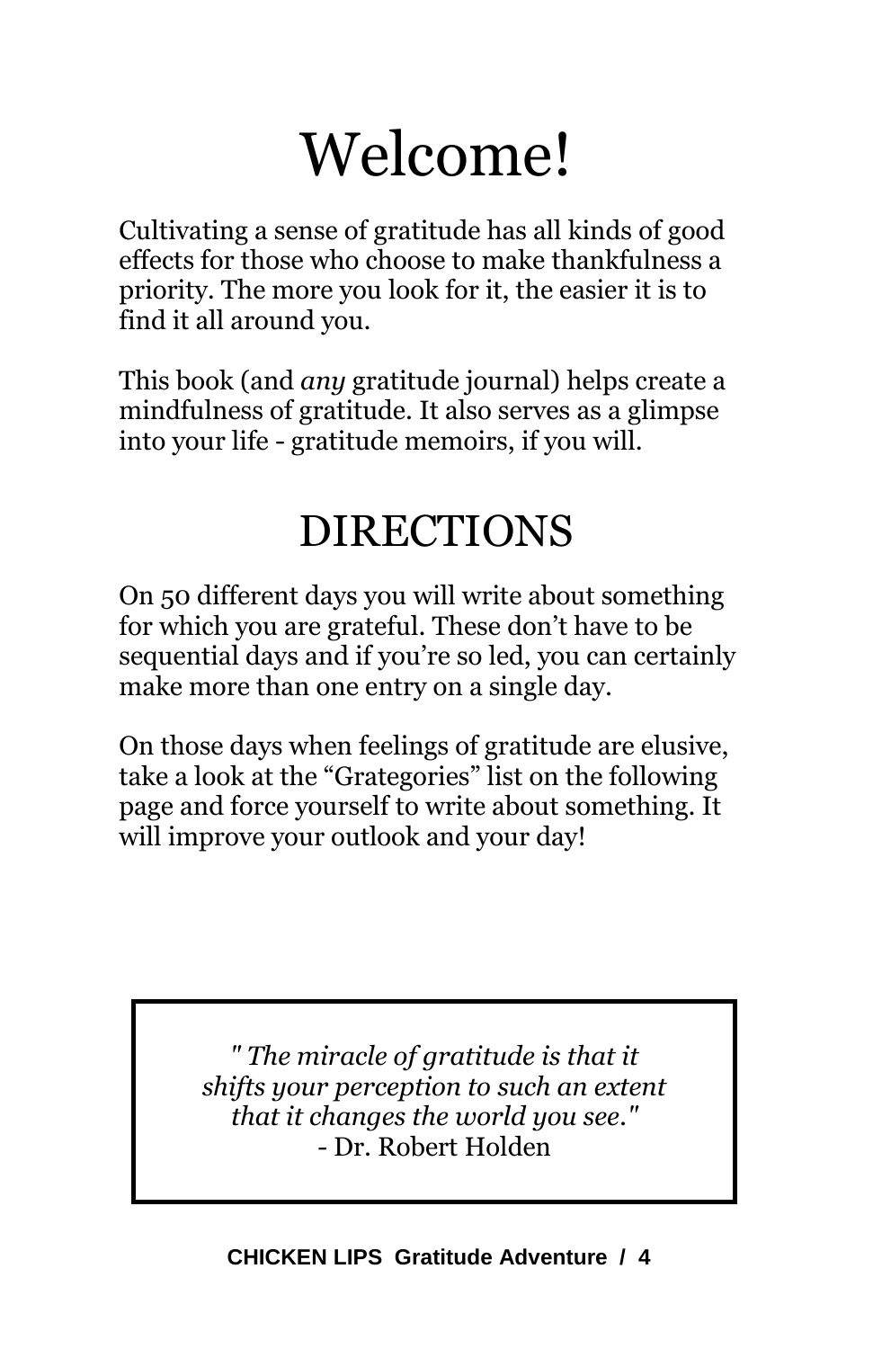# Welcome!

Cultivating a sense of gratitude has all kinds of good effects for those who choose to make thankfulness a priority. The more you look for it, the easier it is to find it all around you.

This book (and *any* gratitude journal) helps create a mindfulness of gratitude. It also serves as a glimpse into your life - gratitude memoirs, if you will.

# DIRECTIONS

On 50 different days you will write about something for which you are grateful. These don't have to be sequential days and if you're so led, you can certainly make more than one entry on a single day.

On those days when feelings of gratitude are elusive, take a look at the "Grategories" list on the following page and force yourself to write about something. It will improve your outlook and your day!

> *" The miracle of gratitude is that it shifts your perception to such an extent that it changes the world you see."*
> - Dr. Robert Holden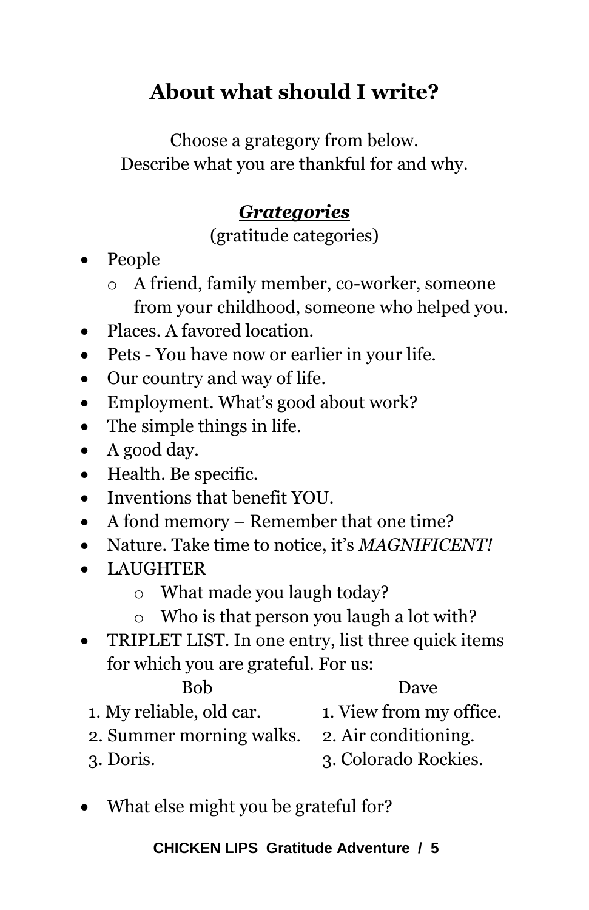# About what should I write?

Choose a grategory from below.
Describe what you are thankful for and why.

***Grategories***

(gratitude categories)

- People
  - A friend, family member, co-worker, someone from your childhood, someone who helped you.
- Places. A favored location.
- Pets - You have now or earlier in your life.
- Our country and way of life.
- Employment. What's good about work?
- The simple things in life.
- A good day.
- Health. Be specific.
- Inventions that benefit YOU.
- A fond memory – Remember that one time?
- Nature. Take time to notice, it's *MAGNIFICENT!*
- LAUGHTER
  - What made you laugh today?
  - Who is that person you laugh a lot with?
- TRIPLET LIST. In one entry, list three quick items for which you are grateful. For us:

| Bob | Dave |
|---|---|
| 1. My reliable, old car. | 1. View from my office. |
| 2. Summer morning walks. | 2. Air conditioning. |
| 3. Doris. | 3. Colorado Rockies. |

- What else might you be grateful for?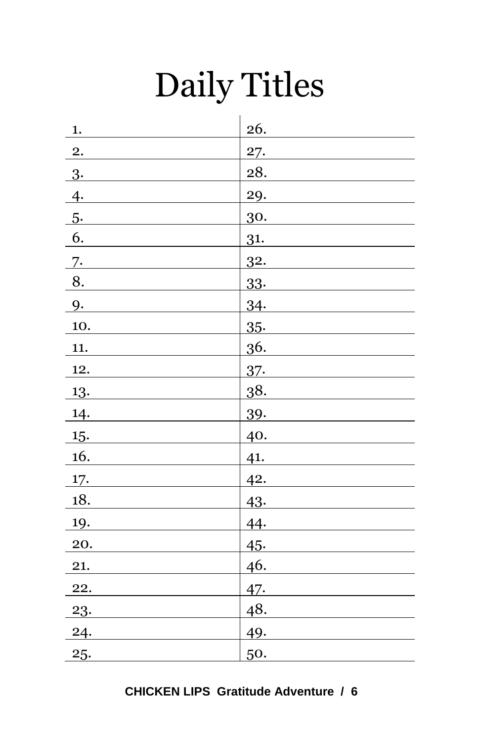# Daily Titles

| | |
|---|---|
| 1. | 26. |
| 2. | 27. |
| 3. | 28. |
| 4. | 29. |
| 5. | 30. |
| 6. | 31. |
| 7. | 32. |
| 8. | 33. |
| 9. | 34. |
| 10. | 35. |
| 11. | 36. |
| 12. | 37. |
| 13. | 38. |
| 14. | 39. |
| 15. | 40. |
| 16. | 41. |
| 17. | 42. |
| 18. | 43. |
| 19. | 44. |
| 20. | 45. |
| 21. | 46. |
| 22. | 47. |
| 23. | 48. |
| 24. | 49. |
| 25. | 50. |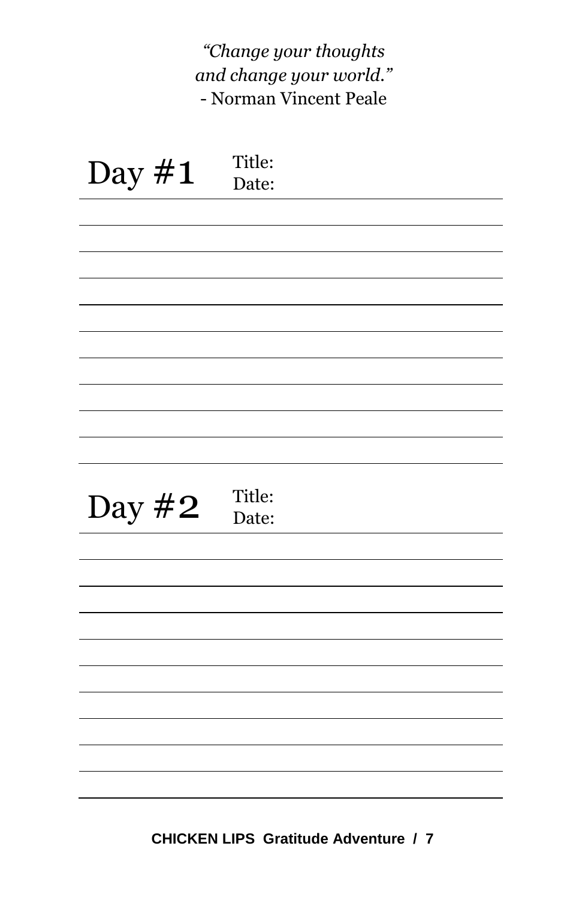*"Change your thoughts*
*and change your world."*
- Norman Vincent Peale

## Day #1

Title:
Date:

## Day #2

Title:
Date: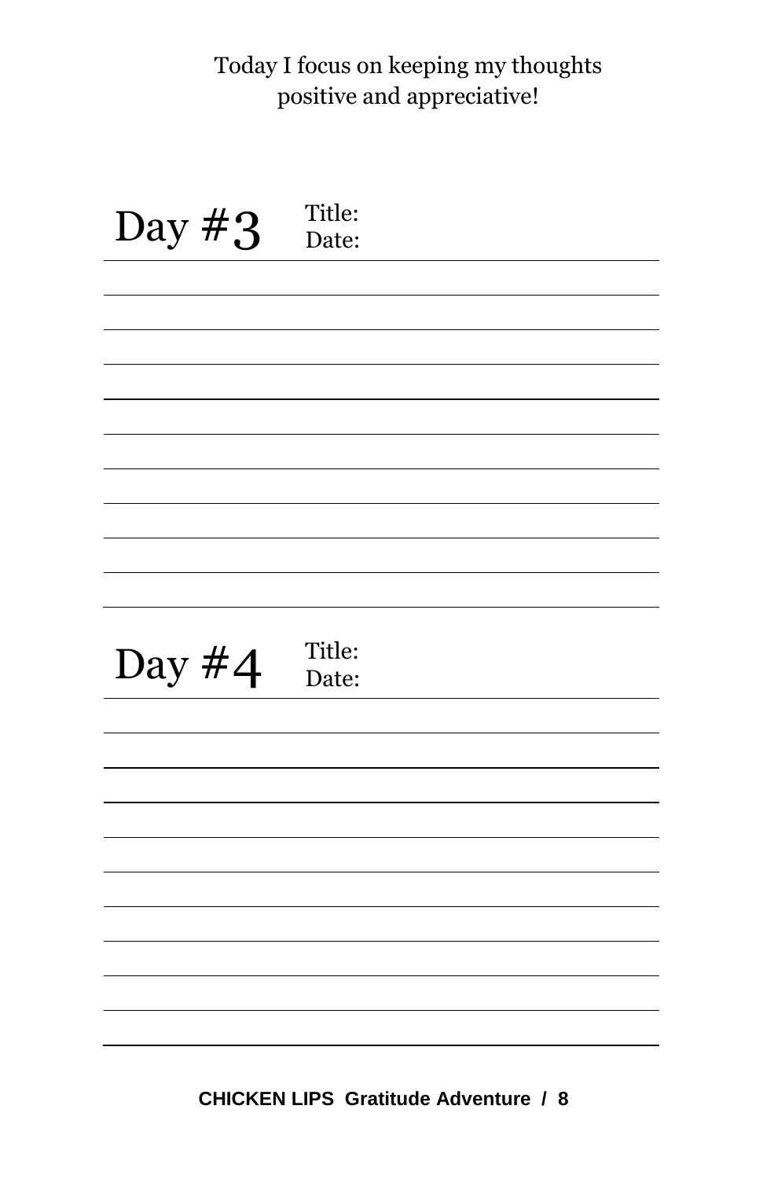Today I focus on keeping my thoughts positive and appreciative!

## Day #3

Title:

Date:

## Day #4

Title:

Date: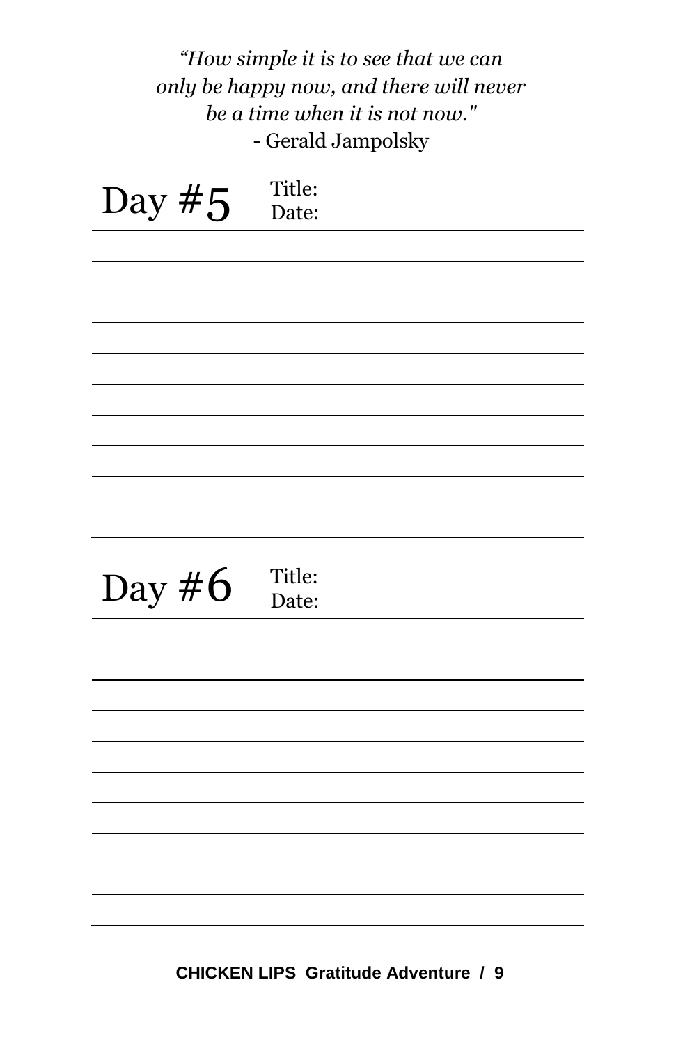*"How simple it is to see that we can only be happy now, and there will never be a time when it is not now."*
- Gerald Jampolsky

## Day #5

Title:
Date:

## Day #6

Title:
Date: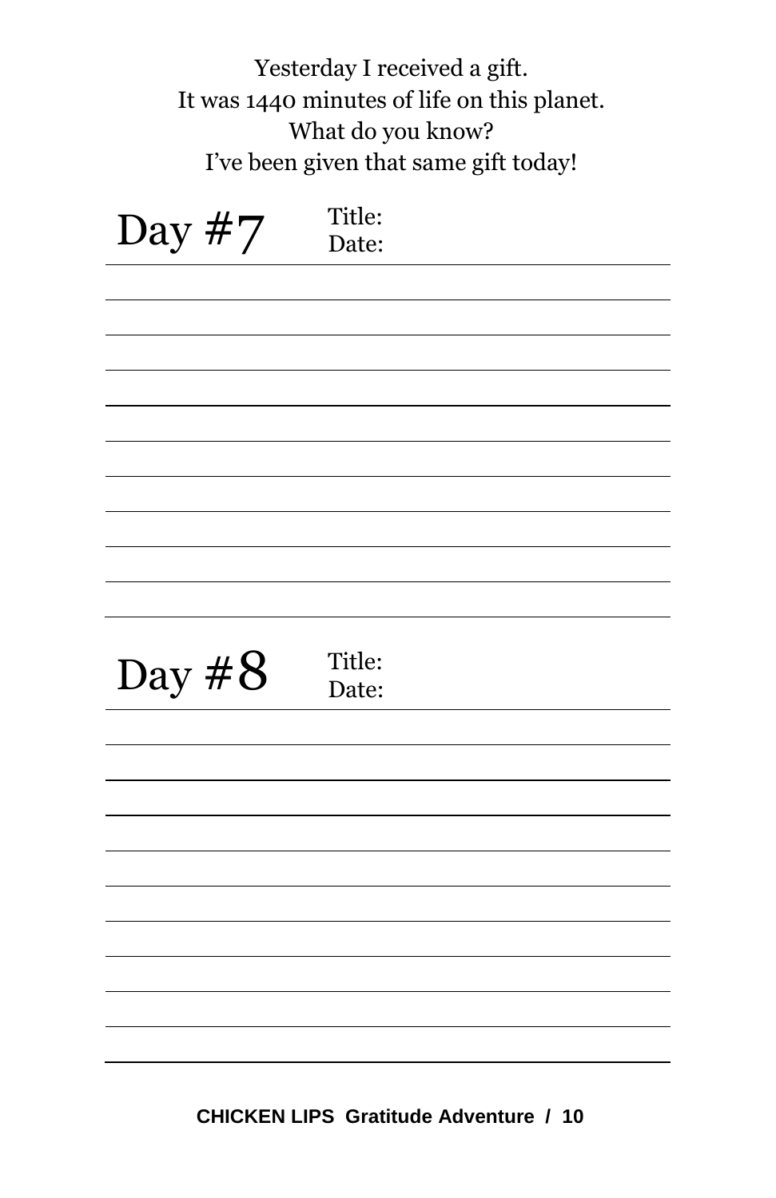Yesterday I received a gift.
It was 1440 minutes of life on this planet.
What do you know?
I've been given that same gift today!

## Day #7

Title:
Date:

## Day #8

Title:
Date: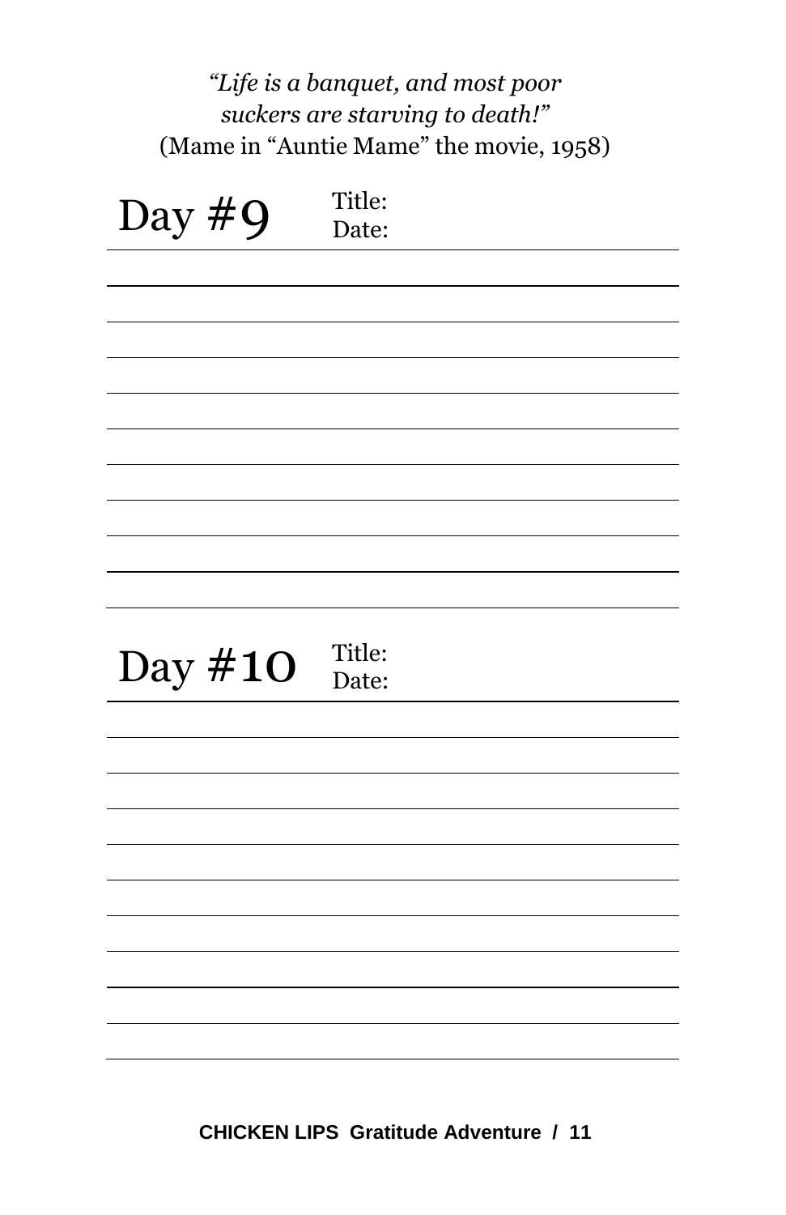*"Life is a banquet, and most poor suckers are starving to death!"*
(Mame in "Auntie Mame" the movie, 1958)

## Day #9

Title:
Date:

## Day #10

Title:
Date: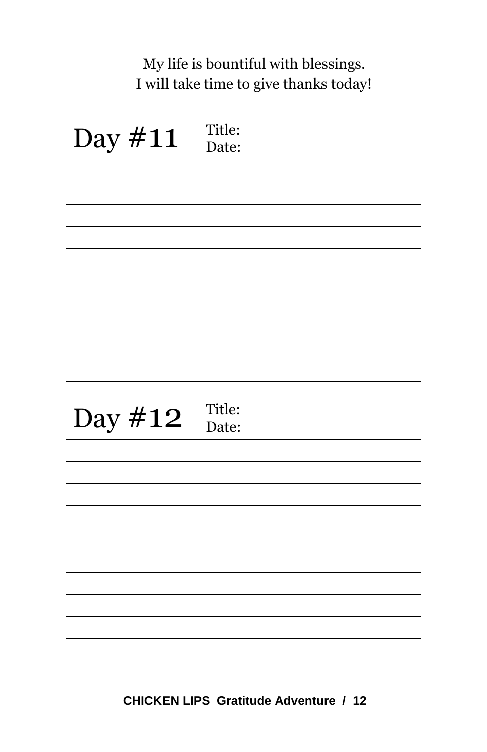My life is bountiful with blessings.
I will take time to give thanks today!

## Day #11

Title:
Date:

## Day #12

Title:
Date: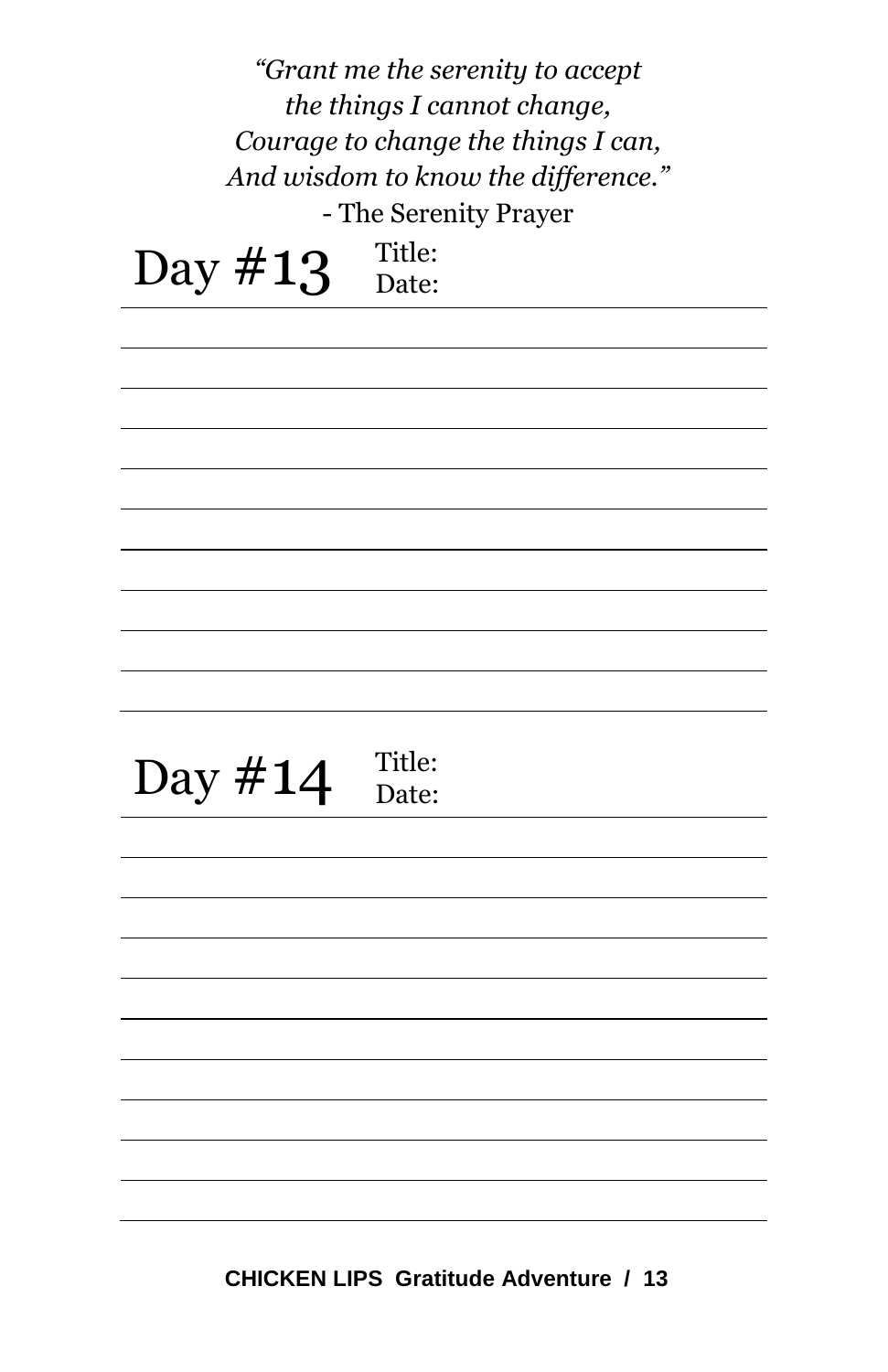*"Grant me the serenity to accept*
*the things I cannot change,*
*Courage to change the things I can,*
*And wisdom to know the difference."*
- The Serenity Prayer

## Day #13

Title:
Date:

## Day #14

Title:
Date: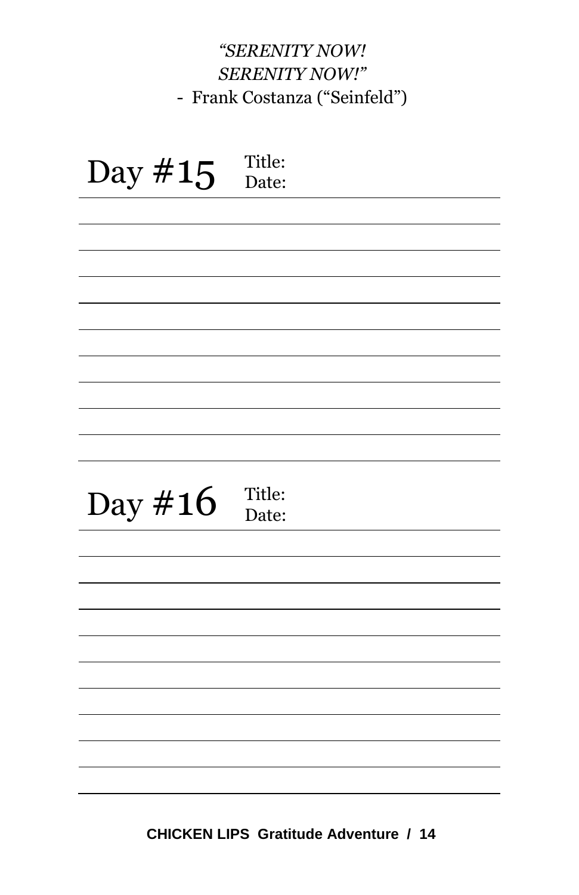*"SERENITY NOW!*
*SERENITY NOW!"*
- Frank Costanza ("Seinfeld")

## Day #15

Title:
Date:

## Day #16

Title:
Date: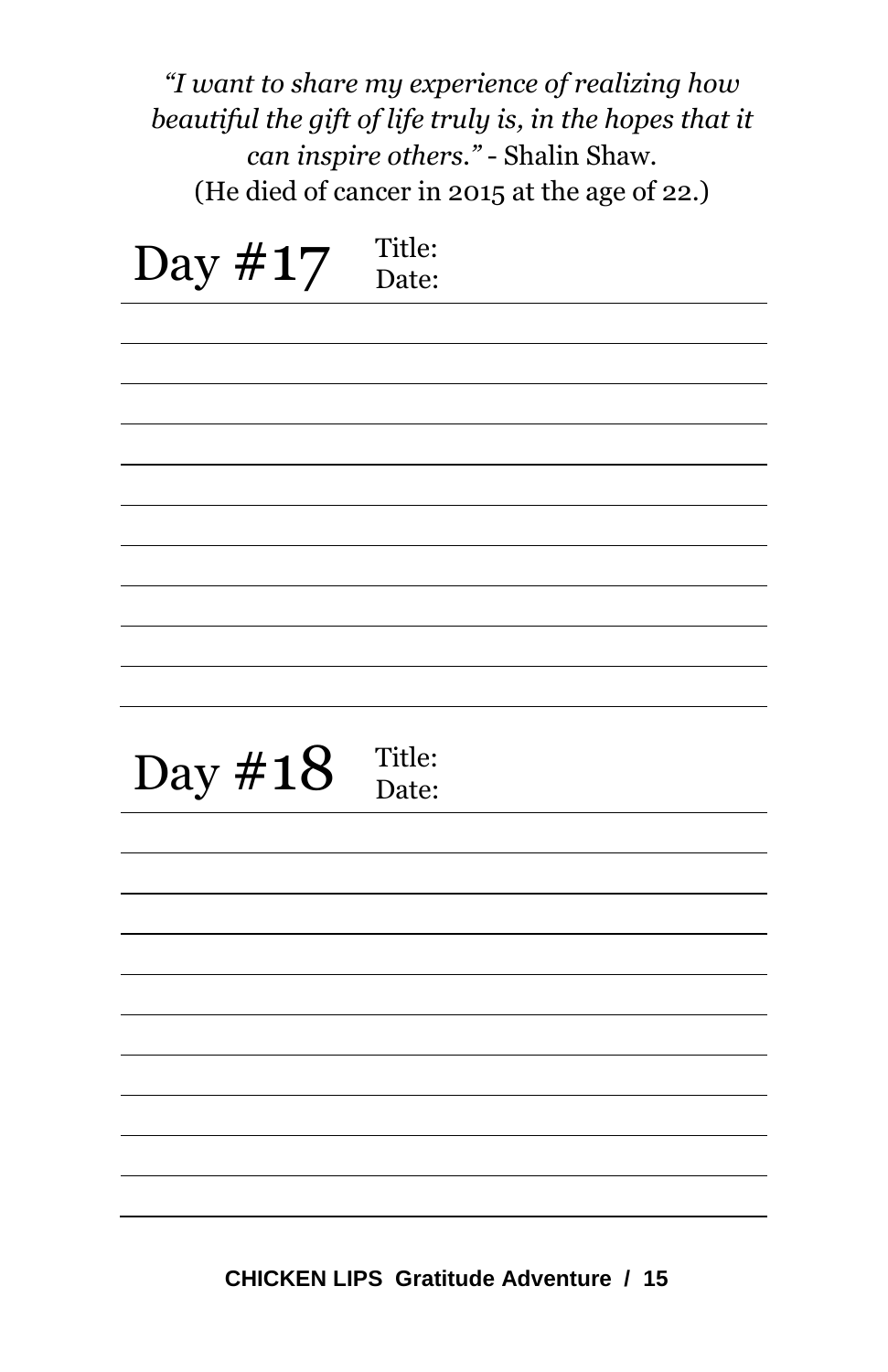*"I want to share my experience of realizing how beautiful the gift of life truly is, in the hopes that it can inspire others."* - Shalin Shaw.
(He died of cancer in 2015 at the age of 22.)

## Day #17

Title:
Date:

## Day #18

Title:
Date: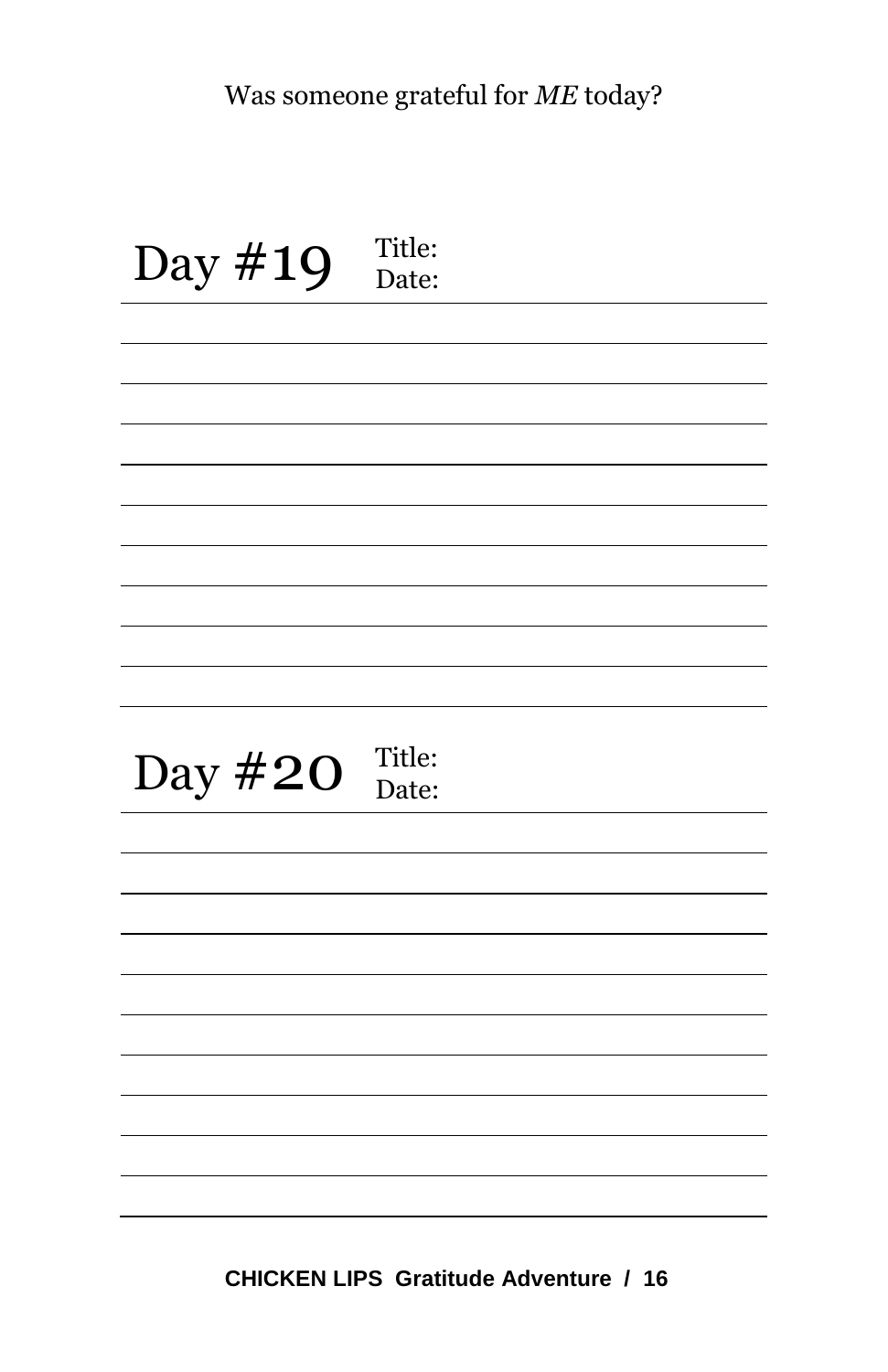Was someone grateful for *ME* today?

## Day #19

Title:
Date:

## Day #20

Title:
Date: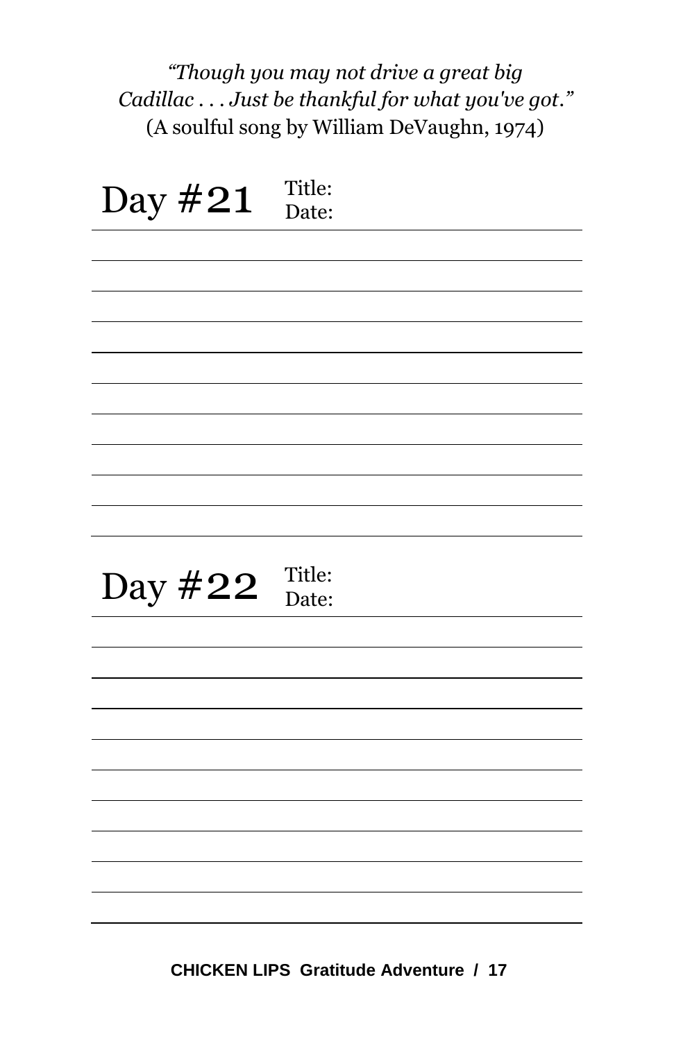*"Though you may not drive a great big Cadillac . . . Just be thankful for what you've got."*
(A soulful song by William DeVaughn, 1974)

## Day #21

Title:
Date:

## Day #22

Title:
Date: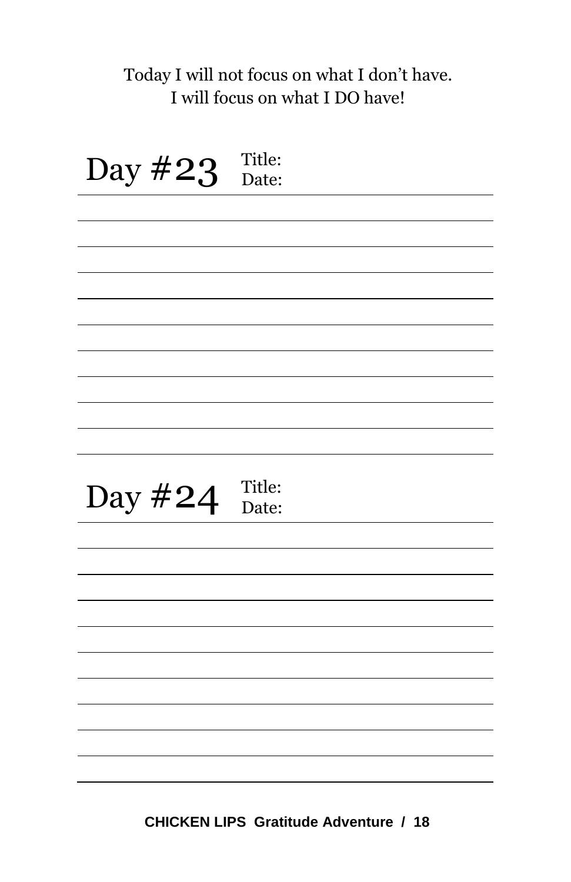Today I will not focus on what I don't have.
I will focus on what I DO have!

## Day #23

Title:
Date:

## Day #24

Title:
Date: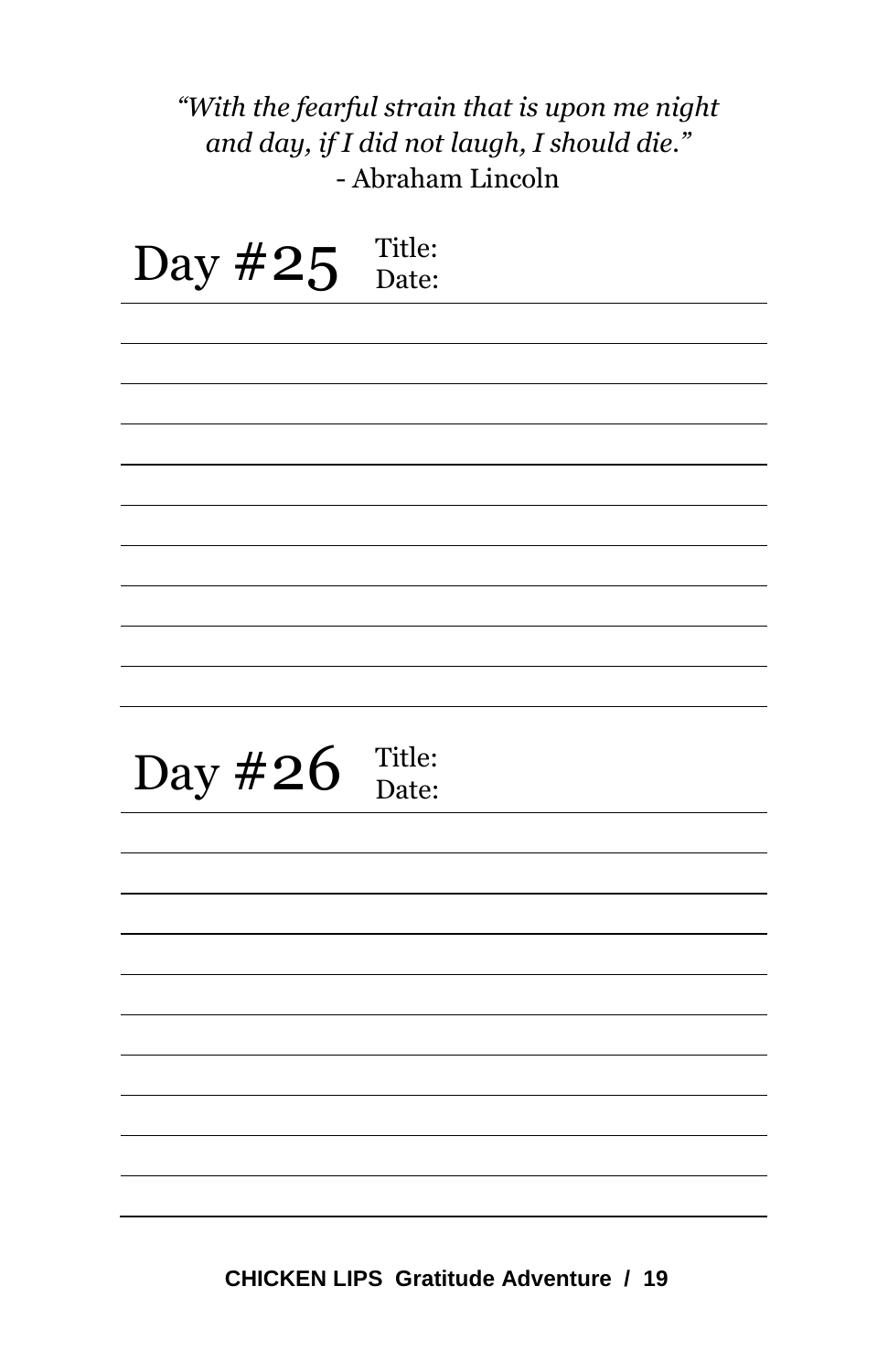*"With the fearful strain that is upon me night and day, if I did not laugh, I should die."*
- Abraham Lincoln

## Day #25

Title:
Date:

## Day #26

Title:
Date: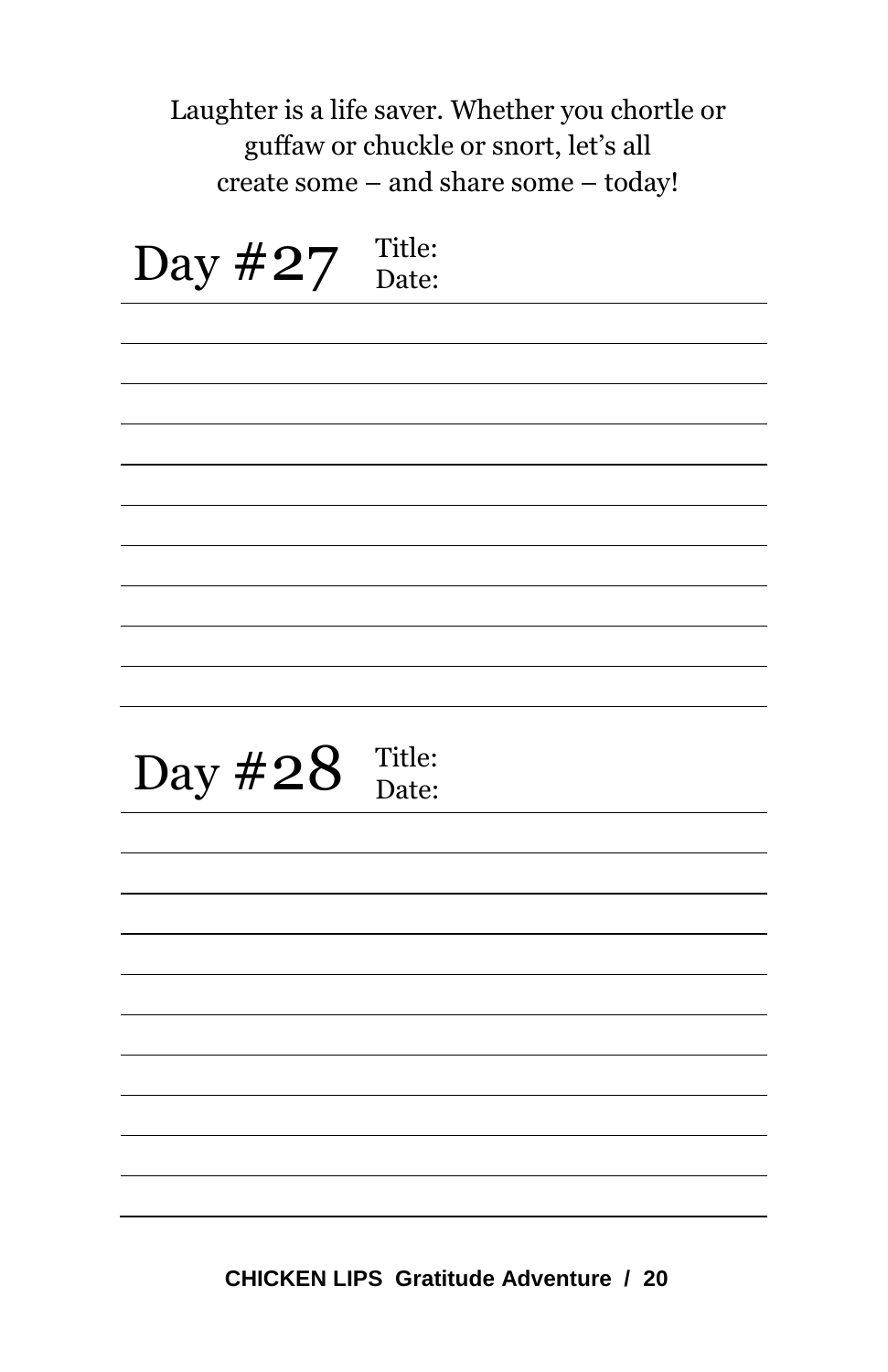Laughter is a life saver. Whether you chortle or guffaw or chuckle or snort, let's all create some – and share some – today!

## Day #27

Title:
Date:

## Day #28

Title:
Date: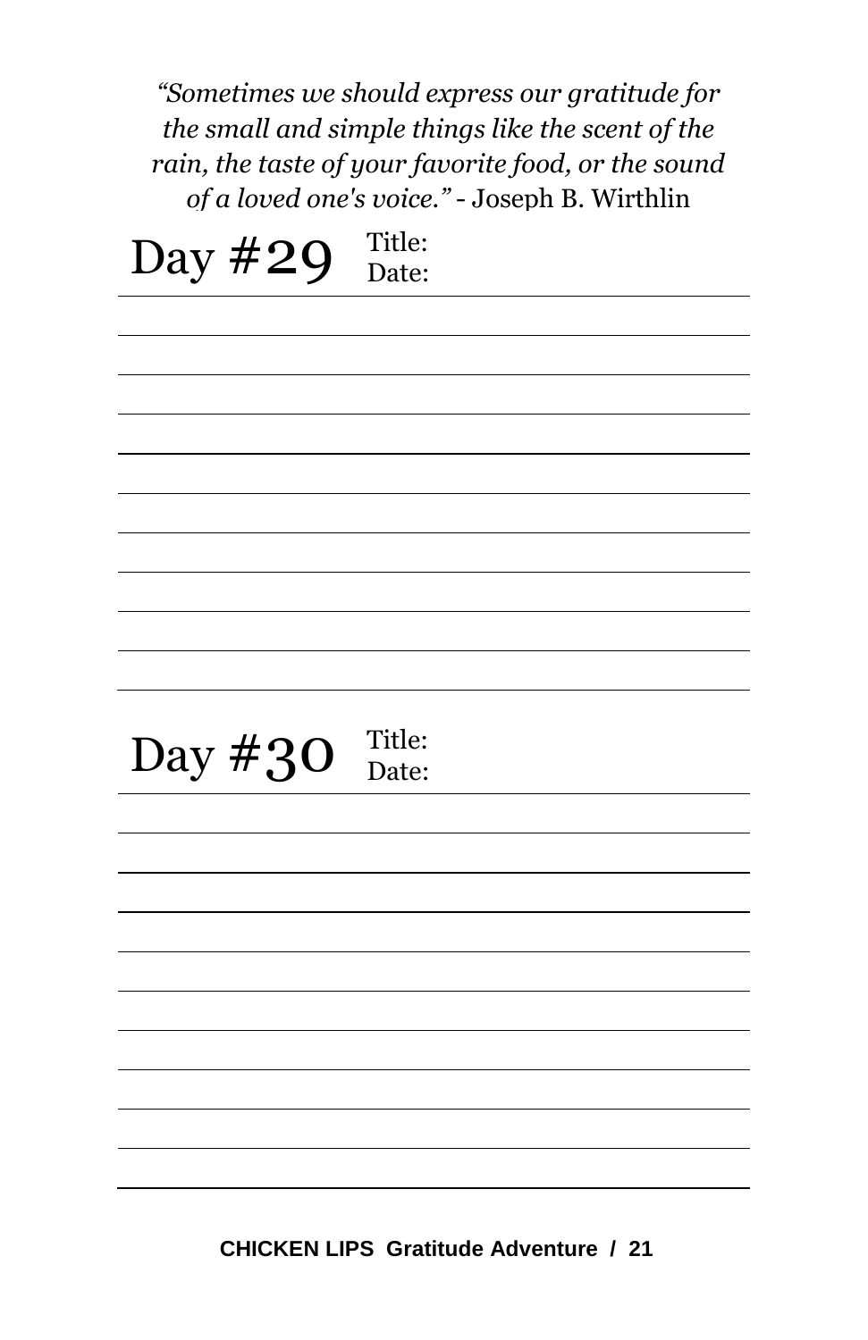*"Sometimes we should express our gratitude for the small and simple things like the scent of the rain, the taste of your favorite food, or the sound of a loved one's voice."* - Joseph B. Wirthlin

## Day #29

Title:

Date:

## Day #30

Title:

Date: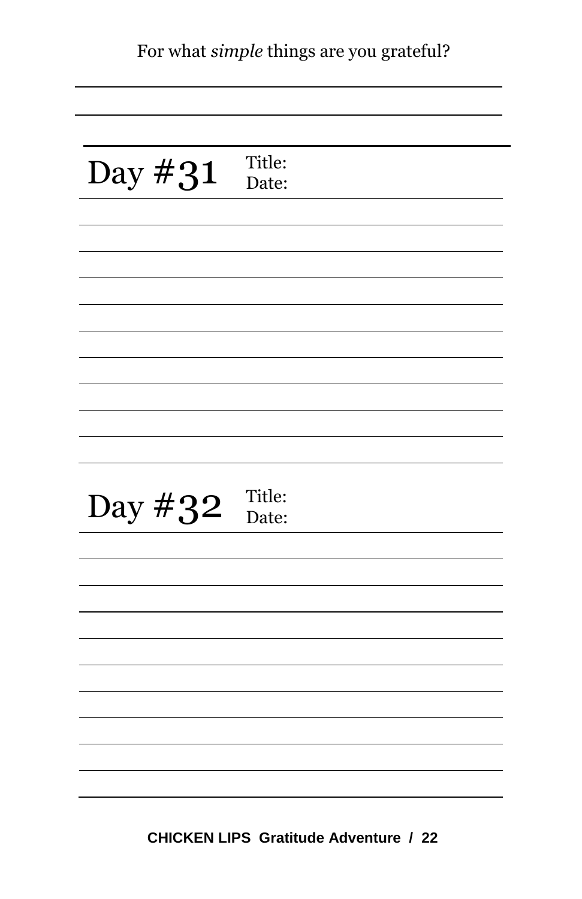For what *simple* things are you grateful?

## Day #31

Title:

Date:

## Day #32

Title:

Date: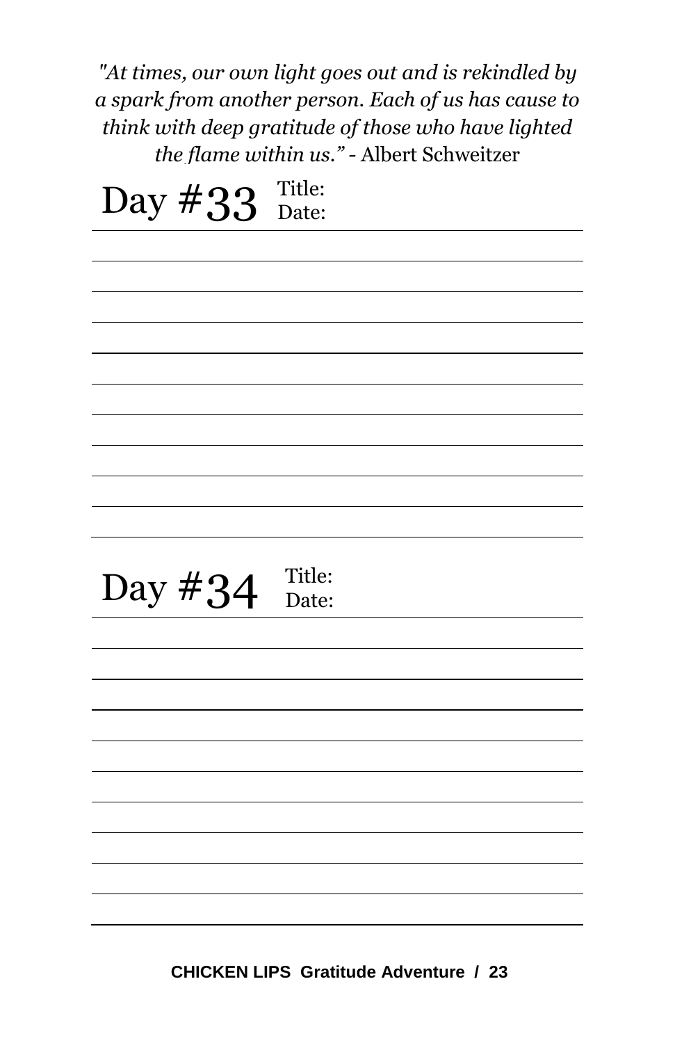*"At times, our own light goes out and is rekindled by a spark from another person. Each of us has cause to think with deep gratitude of those who have lighted the flame within us."* - Albert Schweitzer

## Day #33

Title:
Date:

## Day #34

Title:
Date: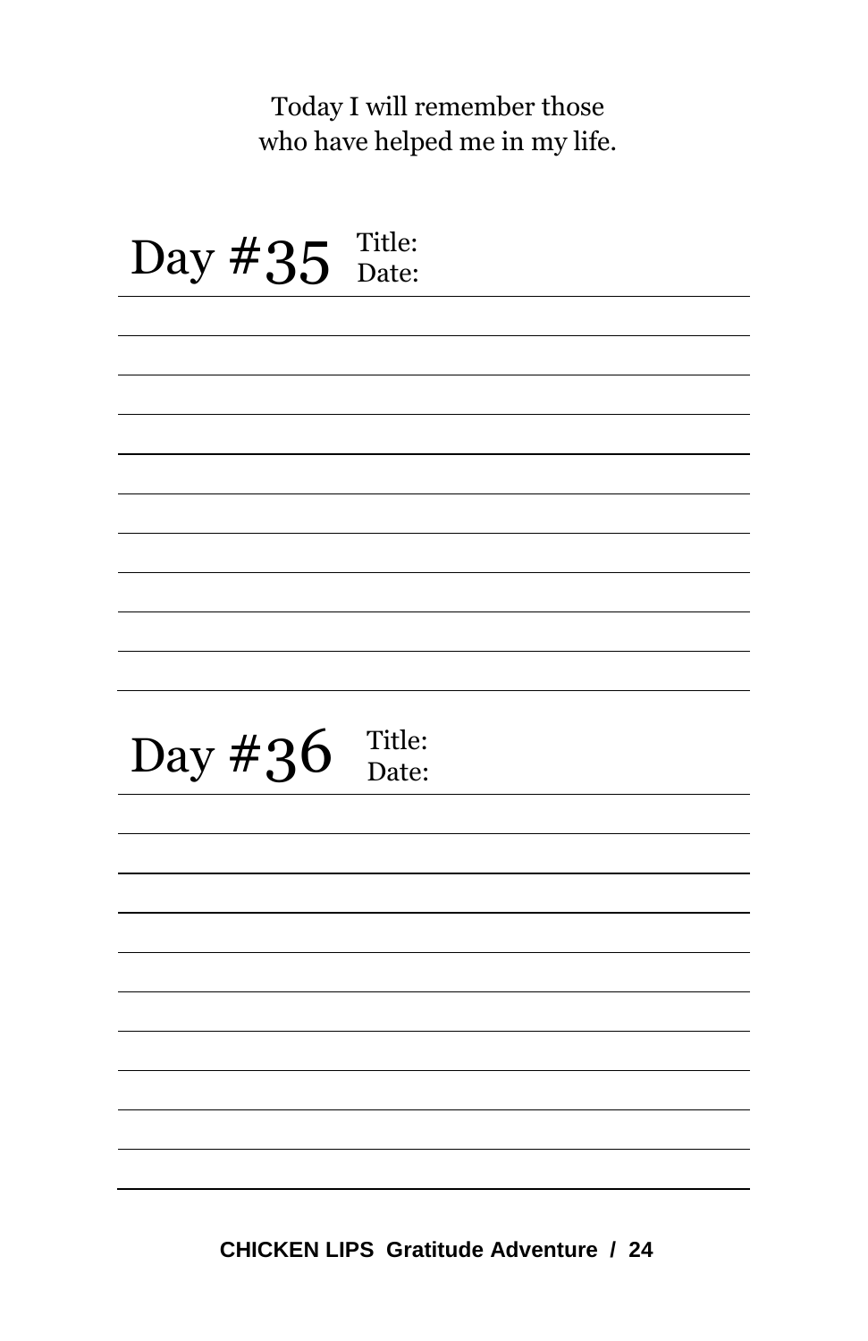Today I will remember those
who have helped me in my life.

## Day #35

Title:
Date:

## Day #36

Title:
Date: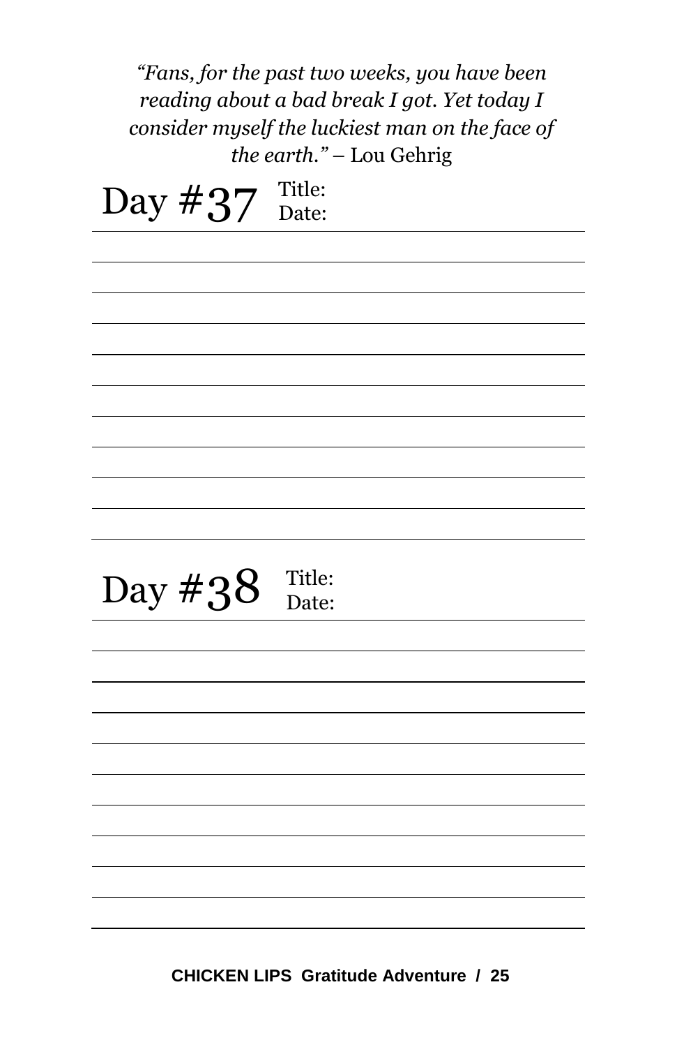*"Fans, for the past two weeks, you have been reading about a bad break I got. Yet today I consider myself the luckiest man on the face of the earth."* – Lou Gehrig

## Day #37

Title:
Date:

## Day #38

Title:
Date: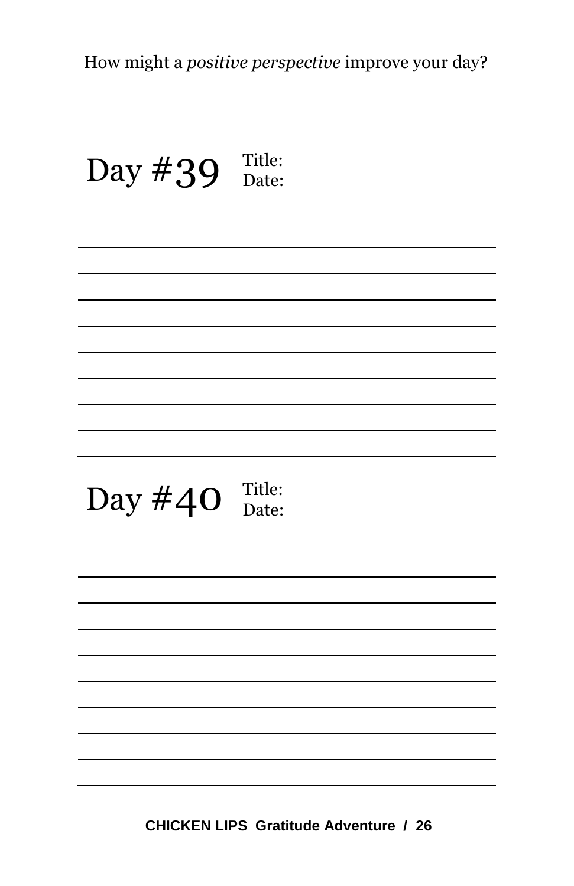How might a *positive perspective* improve your day?

## Day #39

Title:
Date:

## Day #40

Title:
Date: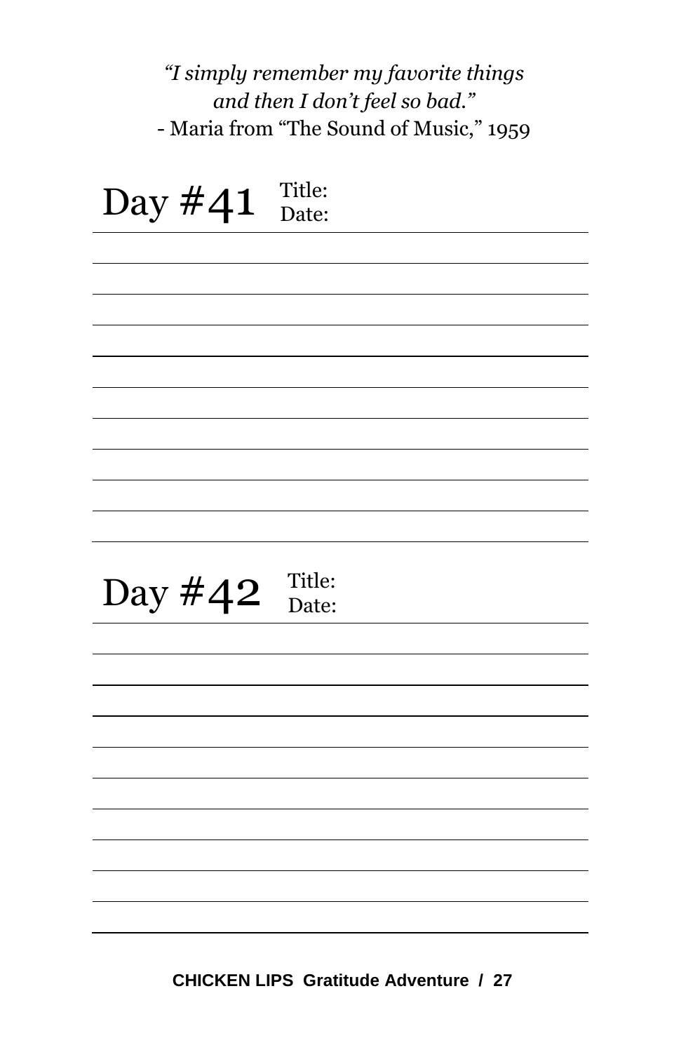*"I simply remember my favorite things*
*and then I don't feel so bad."*
- Maria from "The Sound of Music," 1959

## Day #41

Title:
Date:

## Day #42

Title:
Date: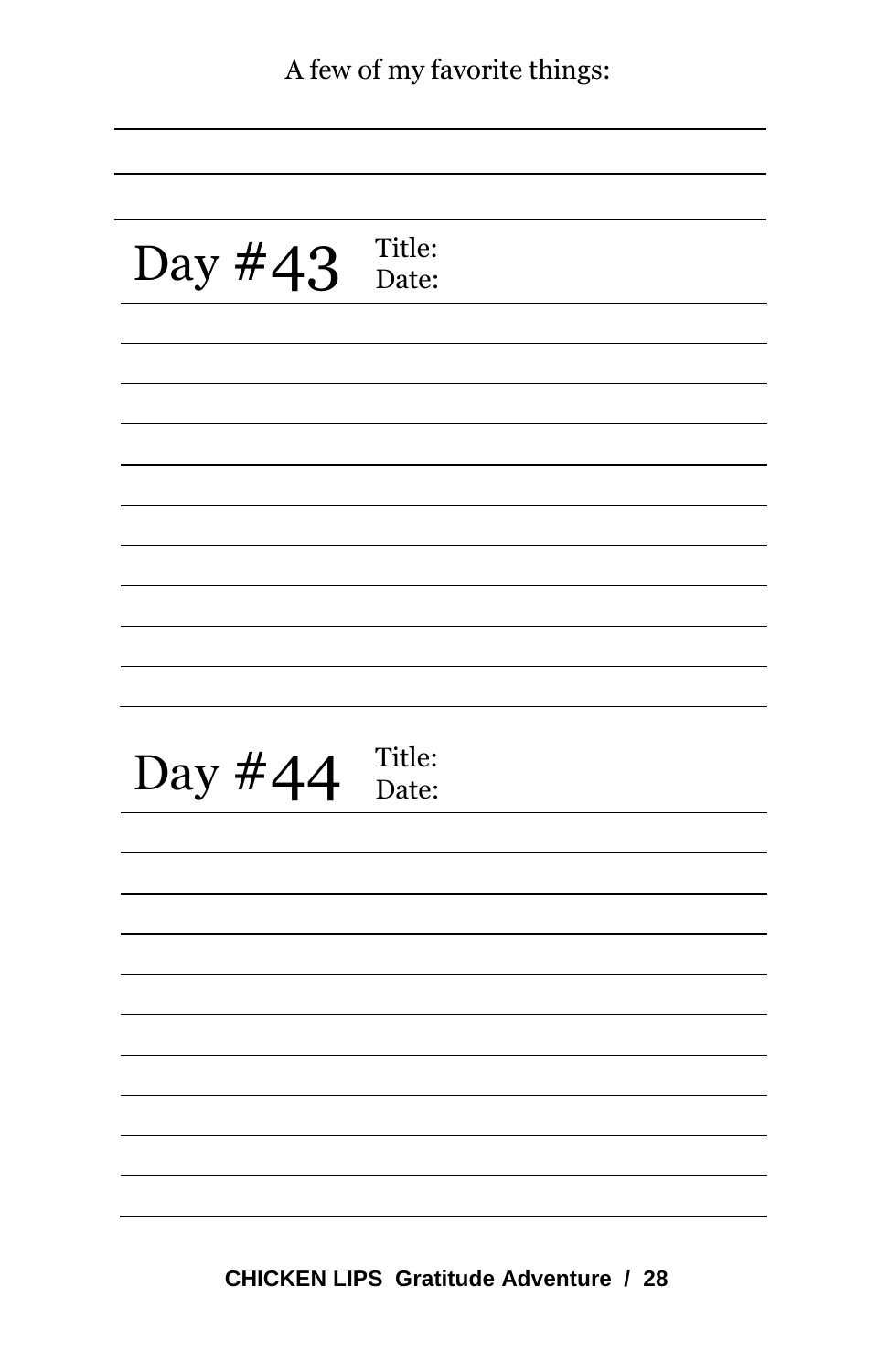A few of my favorite things:

## Day #43

Title:
Date:

## Day #44

Title:
Date: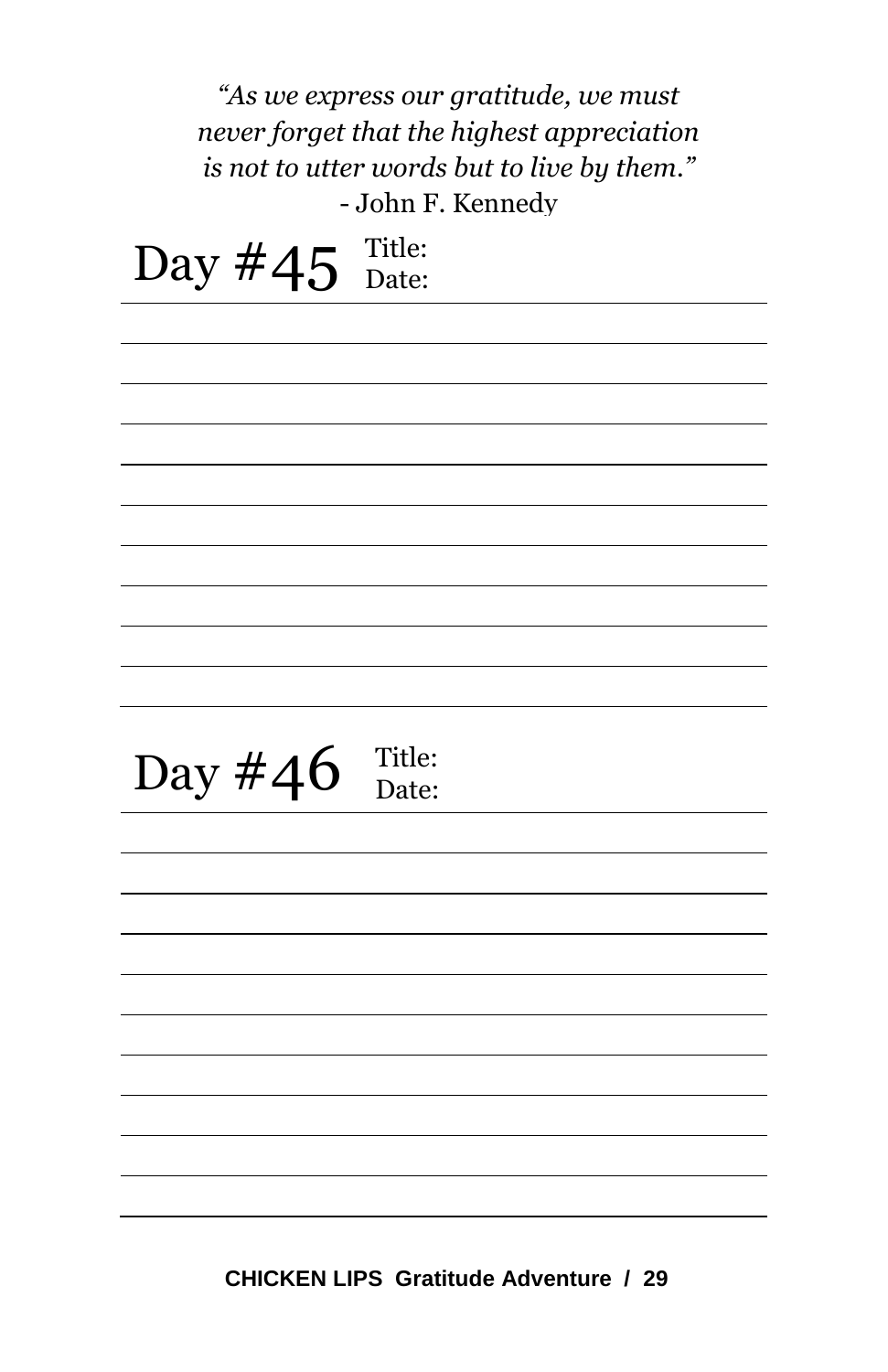*"As we express our gratitude, we must never forget that the highest appreciation is not to utter words but to live by them."*
- John F. Kennedy

## Day #45

Title:
Date:

## Day #46

Title:
Date: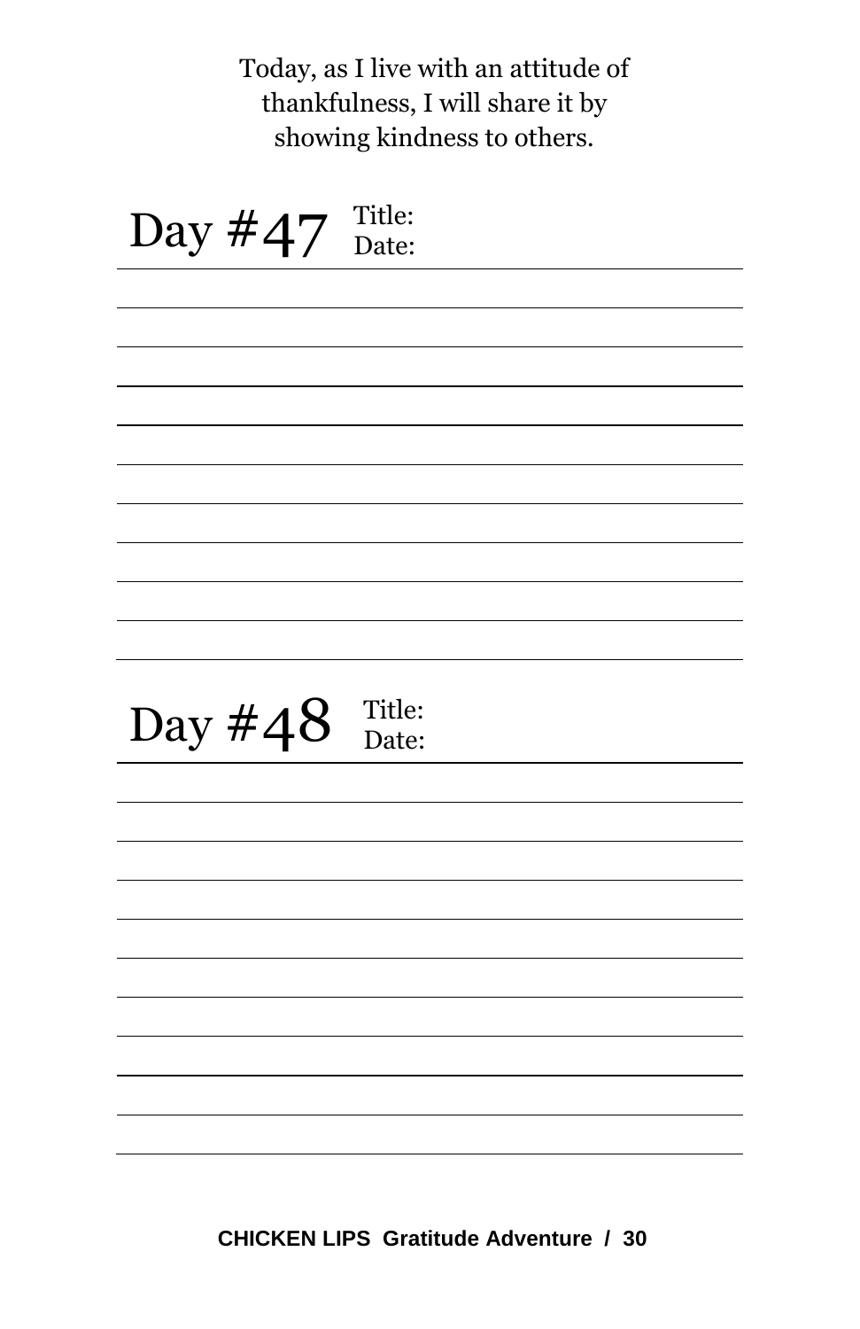Today, as I live with an attitude of thankfulness, I will share it by showing kindness to others.

## Day #47

Title:

Date:

## Day #48

Title:

Date: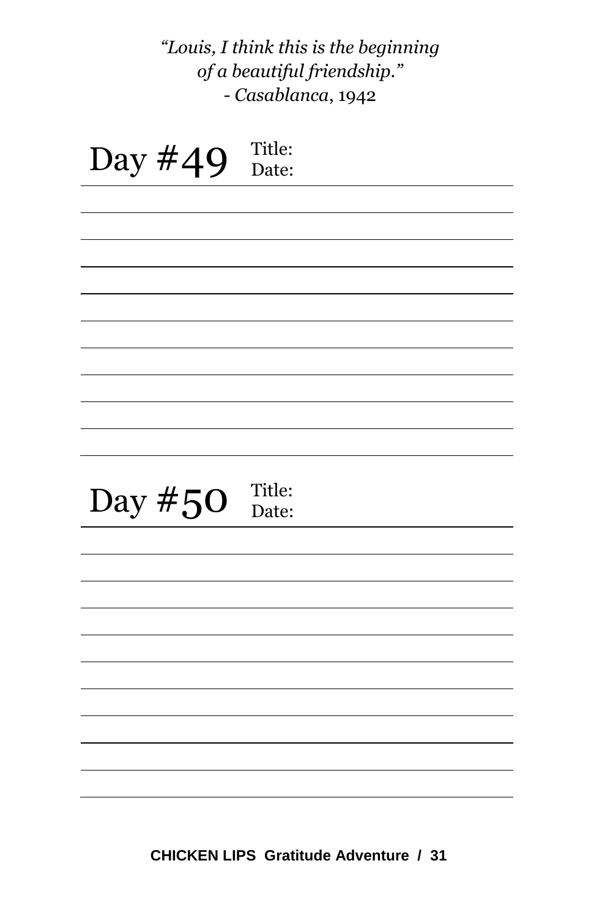*"Louis, I think this is the beginning of a beautiful friendship."*
*- Casablanca*, 1942

## Day #49

Title:
Date:

## Day #50

Title:
Date: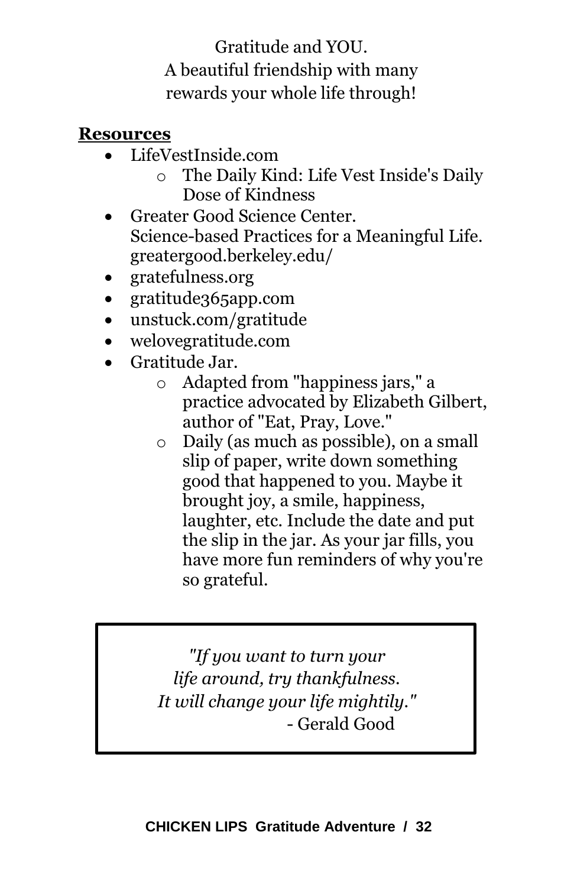Gratitude and YOU.
A beautiful friendship with many
rewards your whole life through!

**Resources**

- LifeVestInside.com
  - The Daily Kind: Life Vest Inside's Daily Dose of Kindness
- Greater Good Science Center.
  Science-based Practices for a Meaningful Life.
  greatergood.berkeley.edu/
- gratefulness.org
- gratitude365app.com
- unstuck.com/gratitude
- welovegratitude.com
- Gratitude Jar.
  - Adapted from "happiness jars," a practice advocated by Elizabeth Gilbert, author of "Eat, Pray, Love."
  - Daily (as much as possible), on a small slip of paper, write down something good that happened to you. Maybe it brought joy, a smile, happiness, laughter, etc. Include the date and put the slip in the jar. As your jar fills, you have more fun reminders of why you're so grateful.

> *"If you want to turn your*
> *life around, try thankfulness.*
> *It will change your life mightily."*
> \- Gerald Good